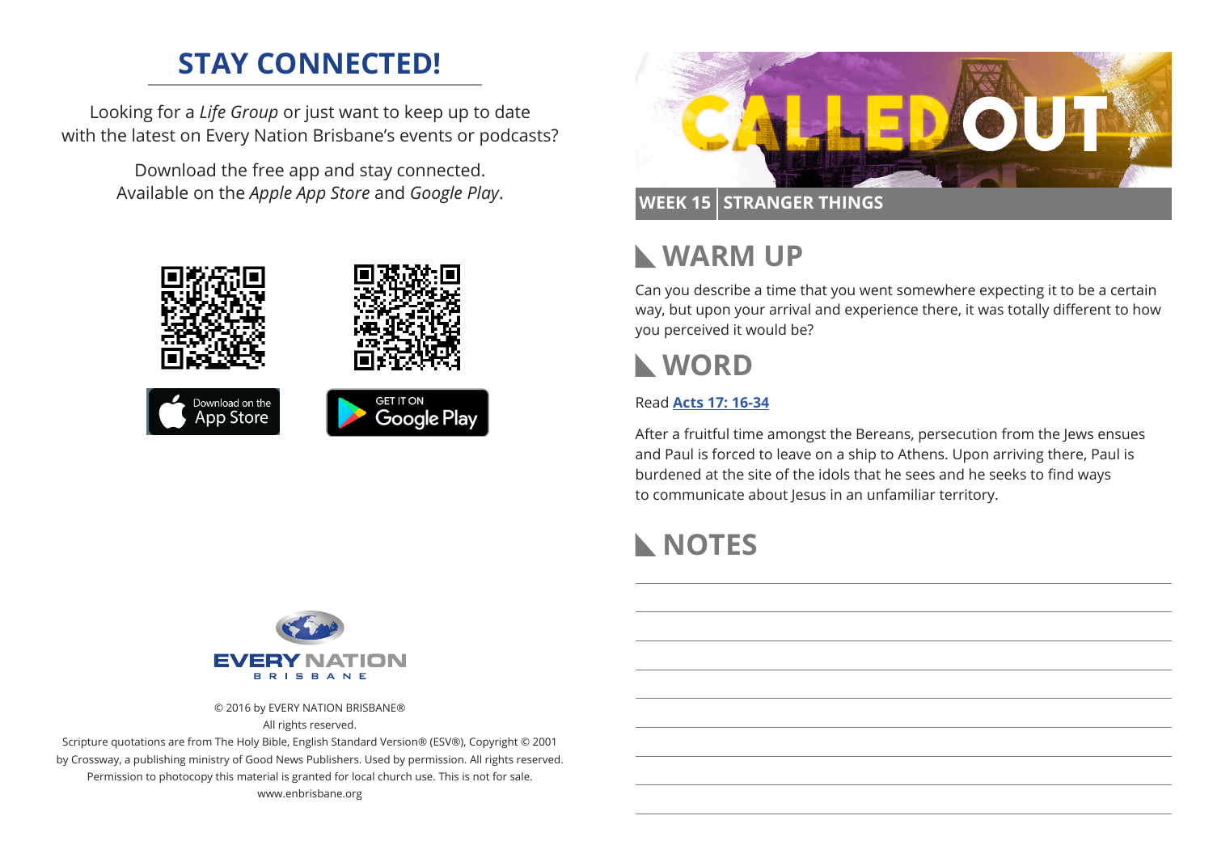## STAY CONNECTED!

Looking for a *Life Group* or just want to keep up to date with the latest on Every Nation Brisbane's events or podcasts?

Download the free app and stay connected. Available on the *Apple App Store* and *Google Play*.

Download on the App Store

GET IT ON Google Play

EVERY NATION BRISBANE

© 2016 by EVERY NATION BRISBANE®
All rights reserved.
Scripture quotations are from The Holy Bible, English Standard Version® (ESV®), Copyright © 2001 by Crossway, a publishing ministry of Good News Publishers. Used by permission. All rights reserved.
Permission to photocopy this material is granted for local church use. This is not for sale.
www.enbrisbane.org

# CALLED OUT

**WEEK 15 | STRANGER THINGS**

## WARM UP

Can you describe a time that you went somewhere expecting it to be a certain way, but upon your arrival and experience there, it was totally different to how you perceived it would be?

## WORD

Read **Acts 17: 16-34**

After a fruitful time amongst the Bereans, persecution from the Jews ensues and Paul is forced to leave on a ship to Athens. Upon arriving there, Paul is burdened at the site of the idols that he sees and he seeks to find ways to communicate about Jesus in an unfamiliar territory.

## NOTES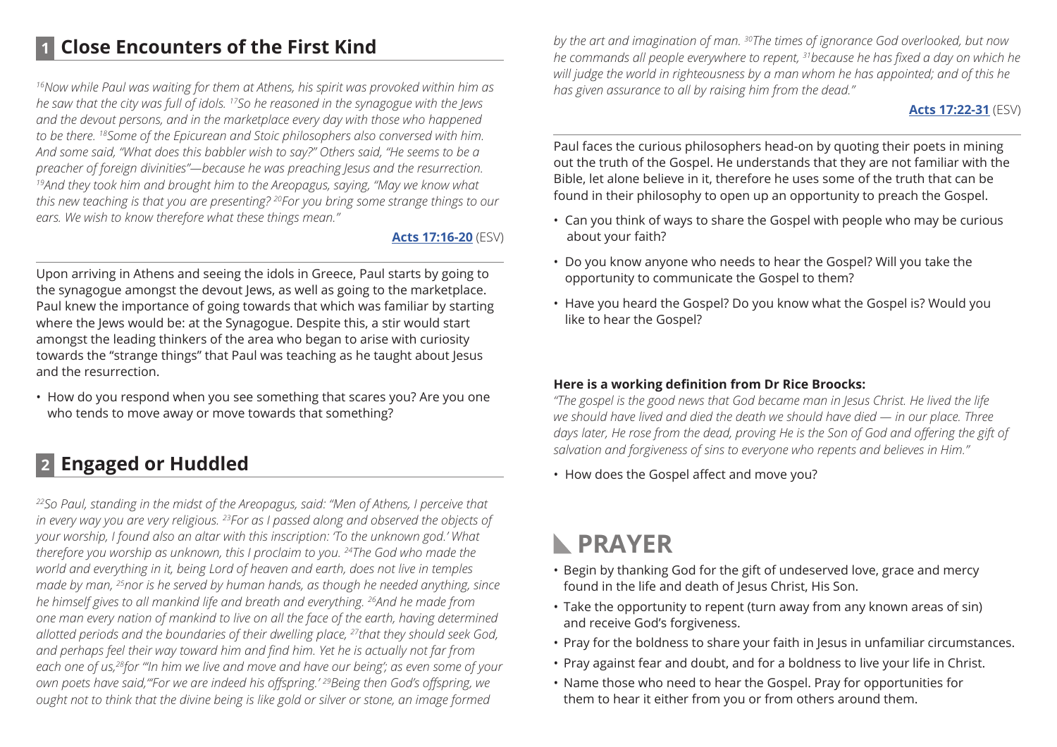## 1 Close Encounters of the First Kind

*[16]Now while Paul was waiting for them at Athens, his spirit was provoked within him as he saw that the city was full of idols. [17]So he reasoned in the synagogue with the Jews and the devout persons, and in the marketplace every day with those who happened to be there. [18]Some of the Epicurean and Stoic philosophers also conversed with him. And some said, "What does this babbler wish to say?" Others said, "He seems to be a preacher of foreign divinities"—because he was preaching Jesus and the resurrection. [19]And they took him and brought him to the Areopagus, saying, "May we know what this new teaching is that you are presenting? [20]For you bring some strange things to our ears. We wish to know therefore what these things mean."*

**Acts 17:16-20** (ESV)

Upon arriving in Athens and seeing the idols in Greece, Paul starts by going to the synagogue amongst the devout Jews, as well as going to the marketplace. Paul knew the importance of going towards that which was familiar by starting where the Jews would be: at the Synagogue. Despite this, a stir would start amongst the leading thinkers of the area who began to arise with curiosity towards the "strange things" that Paul was teaching as he taught about Jesus and the resurrection.

- How do you respond when you see something that scares you? Are you one who tends to move away or move towards that something?

## 2 Engaged or Huddled

*[22]So Paul, standing in the midst of the Areopagus, said: "Men of Athens, I perceive that in every way you are very religious. [23]For as I passed along and observed the objects of your worship, I found also an altar with this inscription: 'To the unknown god.' What therefore you worship as unknown, this I proclaim to you. [24]The God who made the world and everything in it, being Lord of heaven and earth, does not live in temples made by man, [25]nor is he served by human hands, as though he needed anything, since he himself gives to all mankind life and breath and everything. [26]And he made from one man every nation of mankind to live on all the face of the earth, having determined allotted periods and the boundaries of their dwelling place, [27]that they should seek God, and perhaps feel their way toward him and find him. Yet he is actually not far from each one of us,[28]for "'In him we live and move and have our being'; as even some of your own poets have said,"'For we are indeed his offspring.' [29]Being then God's offspring, we ought not to think that the divine being is like gold or silver or stone, an image formed by the art and imagination of man. [30]The times of ignorance God overlooked, but now he commands all people everywhere to repent, [31]because he has fixed a day on which he will judge the world in righteousness by a man whom he has appointed; and of this he has given assurance to all by raising him from the dead."*

**Acts 17:22-31** (ESV)

Paul faces the curious philosophers head-on by quoting their poets in mining out the truth of the Gospel. He understands that they are not familiar with the Bible, let alone believe in it, therefore he uses some of the truth that can be found in their philosophy to open up an opportunity to preach the Gospel.

- Can you think of ways to share the Gospel with people who may be curious about your faith?
- Do you know anyone who needs to hear the Gospel? Will you take the opportunity to communicate the Gospel to them?
- Have you heard the Gospel? Do you know what the Gospel is? Would you like to hear the Gospel?

**Here is a working definition from Dr Rice Broocks:**

*"The gospel is the good news that God became man in Jesus Christ. He lived the life we should have lived and died the death we should have died — in our place. Three days later, He rose from the dead, proving He is the Son of God and offering the gift of salvation and forgiveness of sins to everyone who repents and believes in Him."*

- How does the Gospel affect and move you?

# PRAYER

- Begin by thanking God for the gift of undeserved love, grace and mercy found in the life and death of Jesus Christ, His Son.
- Take the opportunity to repent (turn away from any known areas of sin) and receive God's forgiveness.
- Pray for the boldness to share your faith in Jesus in unfamiliar circumstances.
- Pray against fear and doubt, and for a boldness to live your life in Christ.
- Name those who need to hear the Gospel. Pray for opportunities for them to hear it either from you or from others around them.